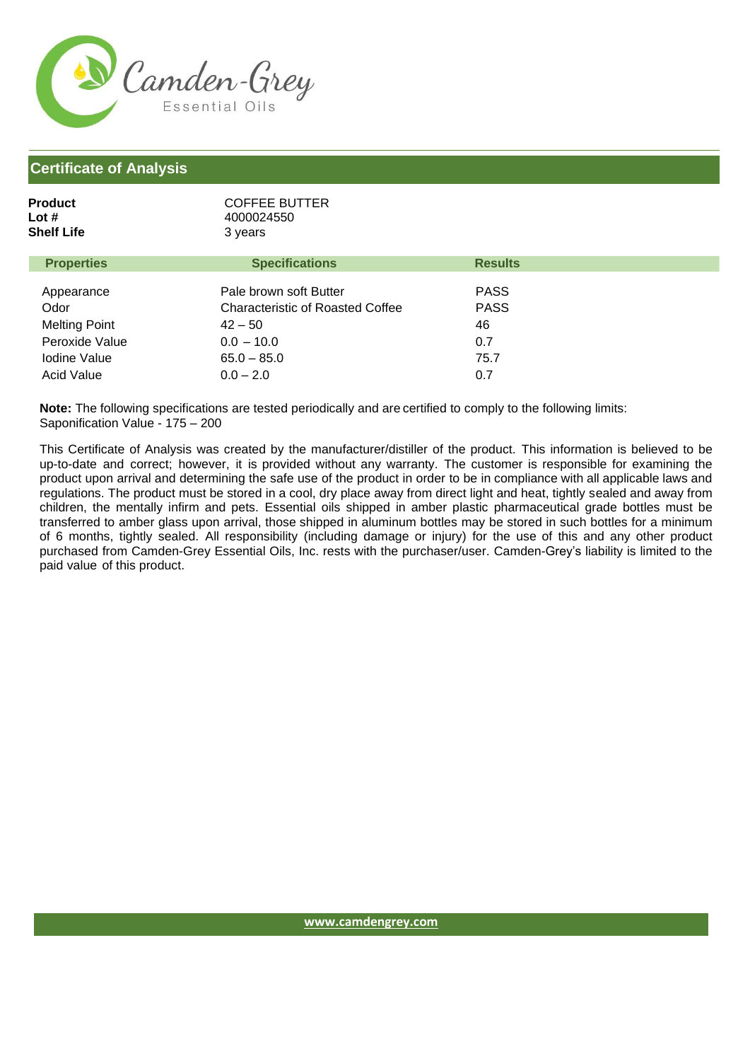Camden-Grey
Essential Oils

## Certificate of Analysis

**Product** COFFEE BUTTER
**Lot #** 4000024550
**Shelf Life** 3 years

| Properties | Specifications | Results |
| --- | --- | --- |
| Appearance | Pale brown soft Butter | PASS |
| Odor | Characteristic of Roasted Coffee | PASS |
| Melting Point | 42 – 50 | 46 |
| Peroxide Value | 0.0 – 10.0 | 0.7 |
| Iodine Value | 65.0 – 85.0 | 75.7 |
| Acid Value | 0.0 – 2.0 | 0.7 |

**Note:** The following specifications are tested periodically and are certified to comply to the following limits:
Saponification Value - 175 – 200

This Certificate of Analysis was created by the manufacturer/distiller of the product. This information is believed to be up-to-date and correct; however, it is provided without any warranty. The customer is responsible for examining the product upon arrival and determining the safe use of the product in order to be in compliance with all applicable laws and regulations. The product must be stored in a cool, dry place away from direct light and heat, tightly sealed and away from children, the mentally infirm and pets. Essential oils shipped in amber plastic pharmaceutical grade bottles must be transferred to amber glass upon arrival, those shipped in aluminum bottles may be stored in such bottles for a minimum of 6 months, tightly sealed. All responsibility (including damage or injury) for the use of this and any other product purchased from Camden-Grey Essential Oils, Inc. rests with the purchaser/user. Camden-Grey's liability is limited to the paid value of this product.

www.camdengrey.com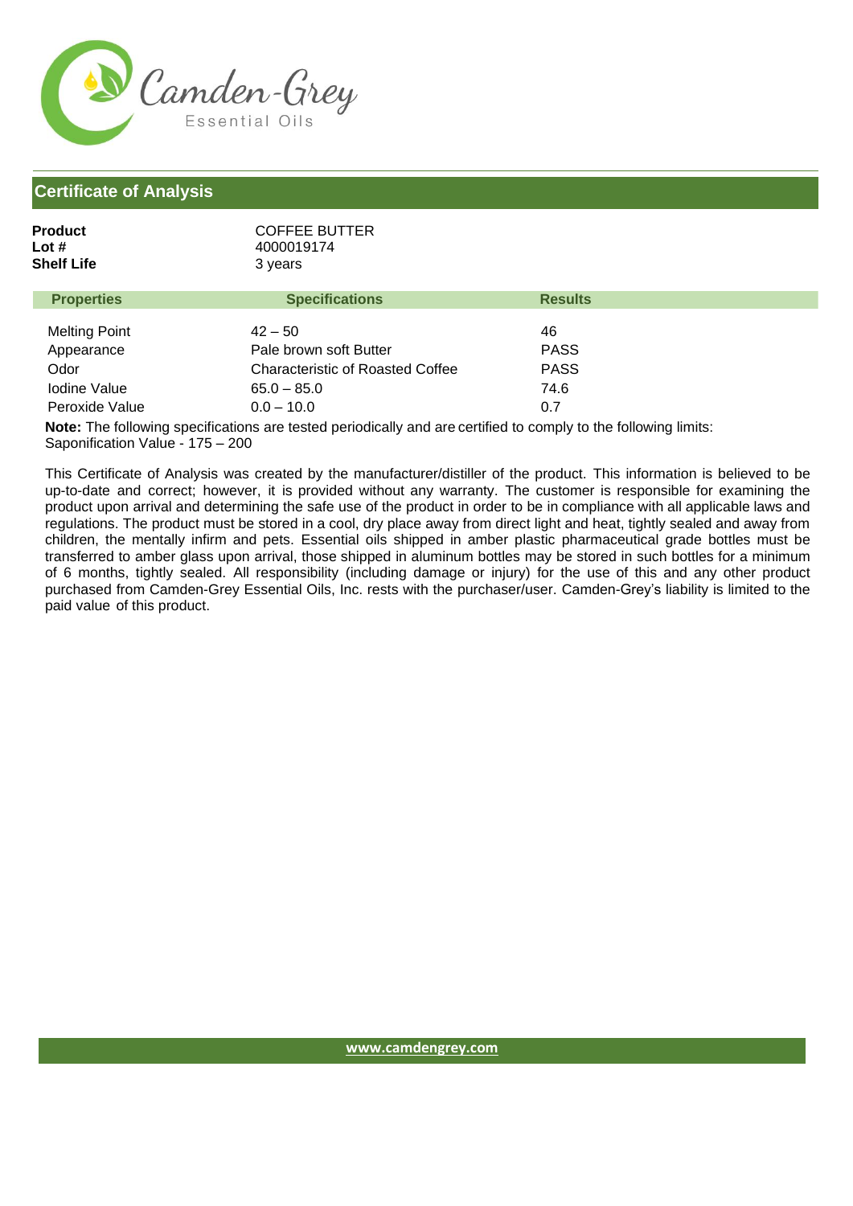Camden-Grey
Essential Oils

## Certificate of Analysis

| | |
|---|---|
| **Product** | COFFEE BUTTER |
| **Lot #** | 4000019174 |
| **Shelf Life** | 3 years |

| Properties | Specifications | Results |
|---|---|---|
| Melting Point | 42 – 50 | 46 |
| Appearance | Pale brown soft Butter | PASS |
| Odor | Characteristic of Roasted Coffee | PASS |
| Iodine Value | 65.0 – 85.0 | 74.6 |
| Peroxide Value | 0.0 – 10.0 | 0.7 |

**Note:** The following specifications are tested periodically and are certified to comply to the following limits:
Saponification Value - 175 – 200

This Certificate of Analysis was created by the manufacturer/distiller of the product. This information is believed to be up-to-date and correct; however, it is provided without any warranty. The customer is responsible for examining the product upon arrival and determining the safe use of the product in order to be in compliance with all applicable laws and regulations. The product must be stored in a cool, dry place away from direct light and heat, tightly sealed and away from children, the mentally infirm and pets. Essential oils shipped in amber plastic pharmaceutical grade bottles must be transferred to amber glass upon arrival, those shipped in aluminum bottles may be stored in such bottles for a minimum of 6 months, tightly sealed. All responsibility (including damage or injury) for the use of this and any other product purchased from Camden-Grey Essential Oils, Inc. rests with the purchaser/user. Camden-Grey's liability is limited to the paid value of this product.

www.camdengrey.com